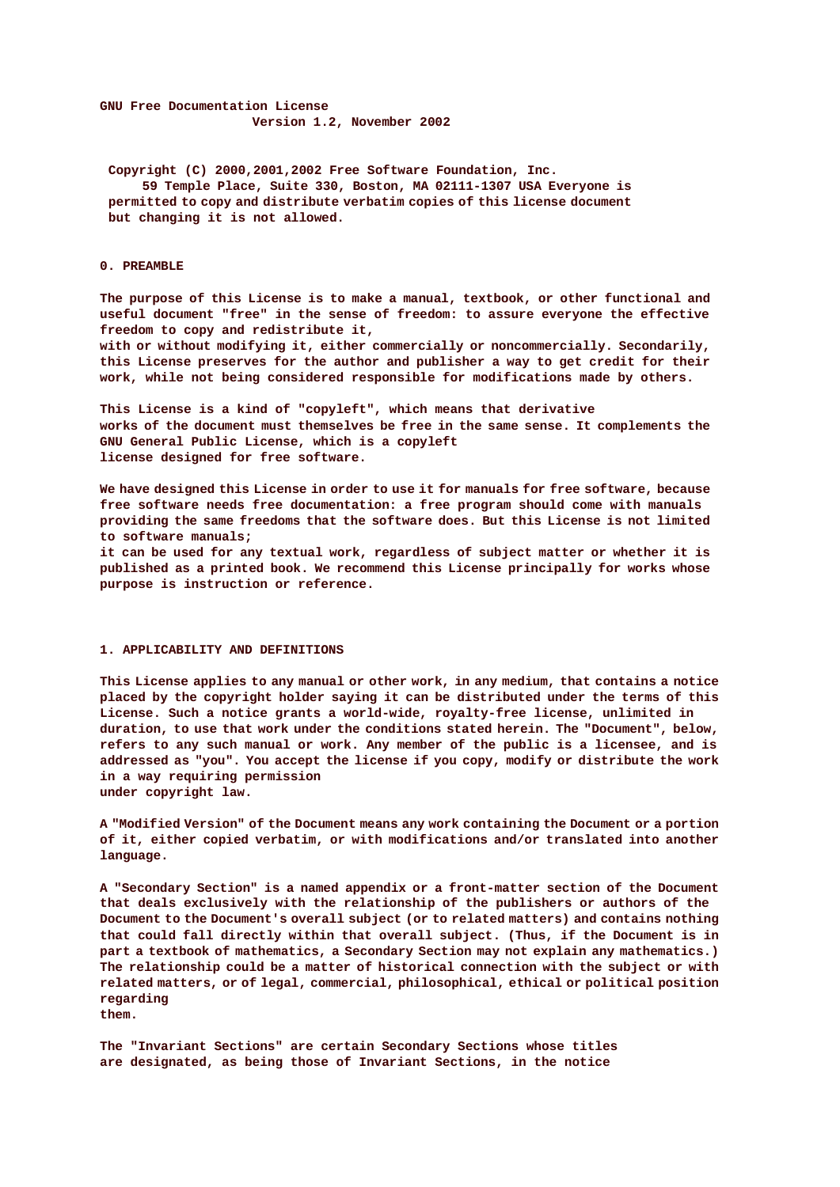# GNU Free Documentation License

Version 1.2, November 2002

Copyright (C) 2000,2001,2002 Free Software Foundation, Inc. 59 Temple Place, Suite 330, Boston, MA 02111-1307 USA Everyone is permitted to copy and distribute verbatim copies of this license document but changing it is not allowed.

## 0. PREAMBLE

The purpose of this License is to make a manual, textbook, or other functional and useful document "free" in the sense of freedom: to assure everyone the effective freedom to copy and redistribute it, with or without modifying it, either commercially or noncommercially. Secondarily, this License preserves for the author and publisher a way to get credit for their work, while not being considered responsible for modifications made by others.

This License is a kind of "copyleft", which means that derivative works of the document must themselves be free in the same sense. It complements the GNU General Public License, which is a copyleft license designed for free software.

We have designed this License in order to use it for manuals for free software, because free software needs free documentation: a free program should come with manuals providing the same freedoms that the software does. But this License is not limited to software manuals; it can be used for any textual work, regardless of subject matter or whether it is published as a printed book. We recommend this License principally for works whose purpose is instruction or reference.

## 1. APPLICABILITY AND DEFINITIONS

This License applies to any manual or other work, in any medium, that contains a notice placed by the copyright holder saying it can be distributed under the terms of this License. Such a notice grants a world-wide, royalty-free license, unlimited in duration, to use that work under the conditions stated herein. The "Document", below, refers to any such manual or work. Any member of the public is a licensee, and is addressed as "you". You accept the license if you copy, modify or distribute the work in a way requiring permission under copyright law.

A "Modified Version" of the Document means any work containing the Document or a portion of it, either copied verbatim, or with modifications and/or translated into another language.

A "Secondary Section" is a named appendix or a front-matter section of the Document that deals exclusively with the relationship of the publishers or authors of the Document to the Document's overall subject (or to related matters) and contains nothing that could fall directly within that overall subject. (Thus, if the Document is in part a textbook of mathematics, a Secondary Section may not explain any mathematics.) The relationship could be a matter of historical connection with the subject or with related matters, or of legal, commercial, philosophical, ethical or political position regarding them.

The "Invariant Sections" are certain Secondary Sections whose titles are designated, as being those of Invariant Sections, in the notice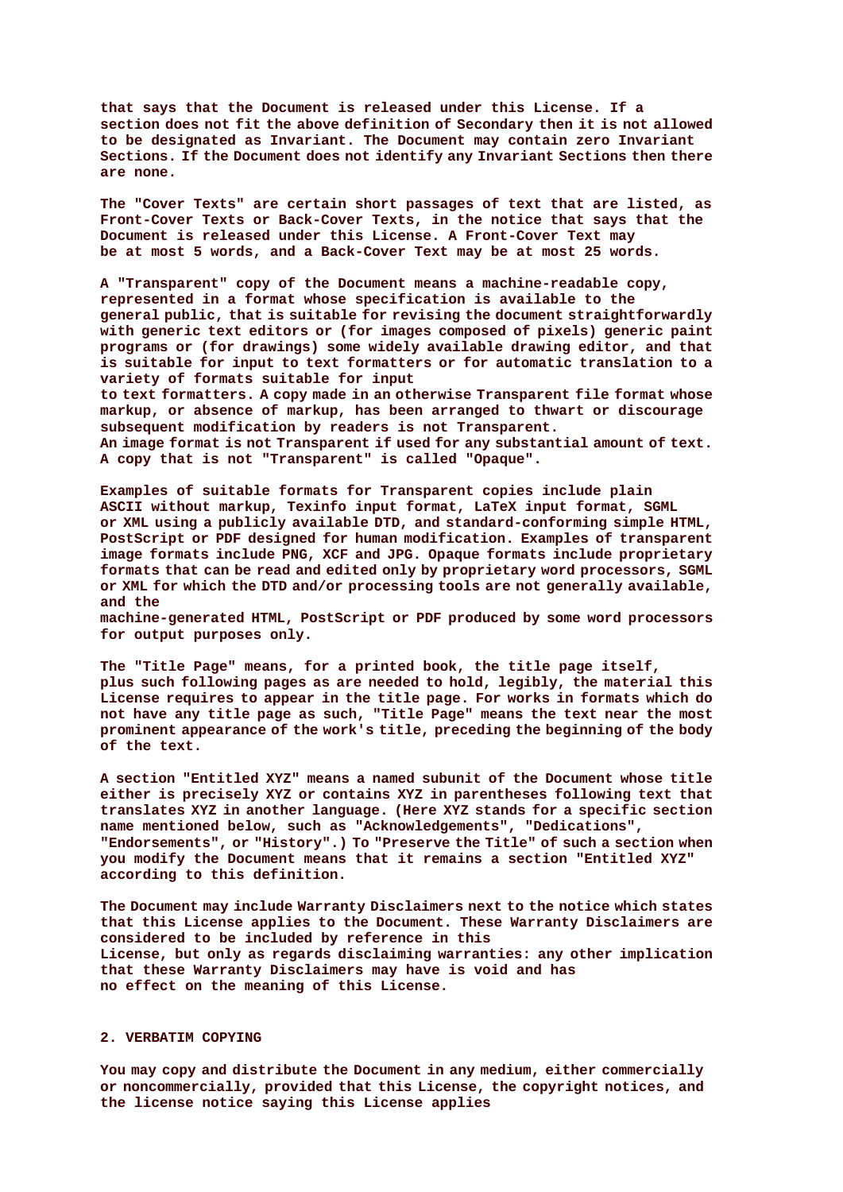that says that the Document is released under this License. If a section does not fit the above definition of Secondary then it is not allowed to be designated as Invariant. The Document may contain zero Invariant Sections. If the Document does not identify any Invariant Sections then there are none.

The "Cover Texts" are certain short passages of text that are listed, as Front-Cover Texts or Back-Cover Texts, in the notice that says that the Document is released under this License. A Front-Cover Text may be at most 5 words, and a Back-Cover Text may be at most 25 words.

A "Transparent" copy of the Document means a machine-readable copy, represented in a format whose specification is available to the general public, that is suitable for revising the document straightforwardly with generic text editors or (for images composed of pixels) generic paint programs or (for drawings) some widely available drawing editor, and that is suitable for input to text formatters or for automatic translation to a variety of formats suitable for input to text formatters. A copy made in an otherwise Transparent file format whose markup, or absence of markup, has been arranged to thwart or discourage subsequent modification by readers is not Transparent. An image format is not Transparent if used for any substantial amount of text. A copy that is not "Transparent" is called "Opaque".

Examples of suitable formats for Transparent copies include plain ASCII without markup, Texinfo input format, LaTeX input format, SGML or XML using a publicly available DTD, and standard-conforming simple HTML, PostScript or PDF designed for human modification. Examples of transparent image formats include PNG, XCF and JPG. Opaque formats include proprietary formats that can be read and edited only by proprietary word processors, SGML or XML for which the DTD and/or processing tools are not generally available, and the machine-generated HTML, PostScript or PDF produced by some word processors for output purposes only.

The "Title Page" means, for a printed book, the title page itself, plus such following pages as are needed to hold, legibly, the material this License requires to appear in the title page. For works in formats which do not have any title page as such, "Title Page" means the text near the most prominent appearance of the work's title, preceding the beginning of the body of the text.

A section "Entitled XYZ" means a named subunit of the Document whose title either is precisely XYZ or contains XYZ in parentheses following text that translates XYZ in another language. (Here XYZ stands for a specific section name mentioned below, such as "Acknowledgements", "Dedications", "Endorsements", or "History".) To "Preserve the Title" of such a section when you modify the Document means that it remains a section "Entitled XYZ" according to this definition.

The Document may include Warranty Disclaimers next to the notice which states that this License applies to the Document. These Warranty Disclaimers are considered to be included by reference in this License, but only as regards disclaiming warranties: any other implication that these Warranty Disclaimers may have is void and has no effect on the meaning of this License.

## 2. VERBATIM COPYING

You may copy and distribute the Document in any medium, either commercially or noncommercially, provided that this License, the copyright notices, and the license notice saying this License applies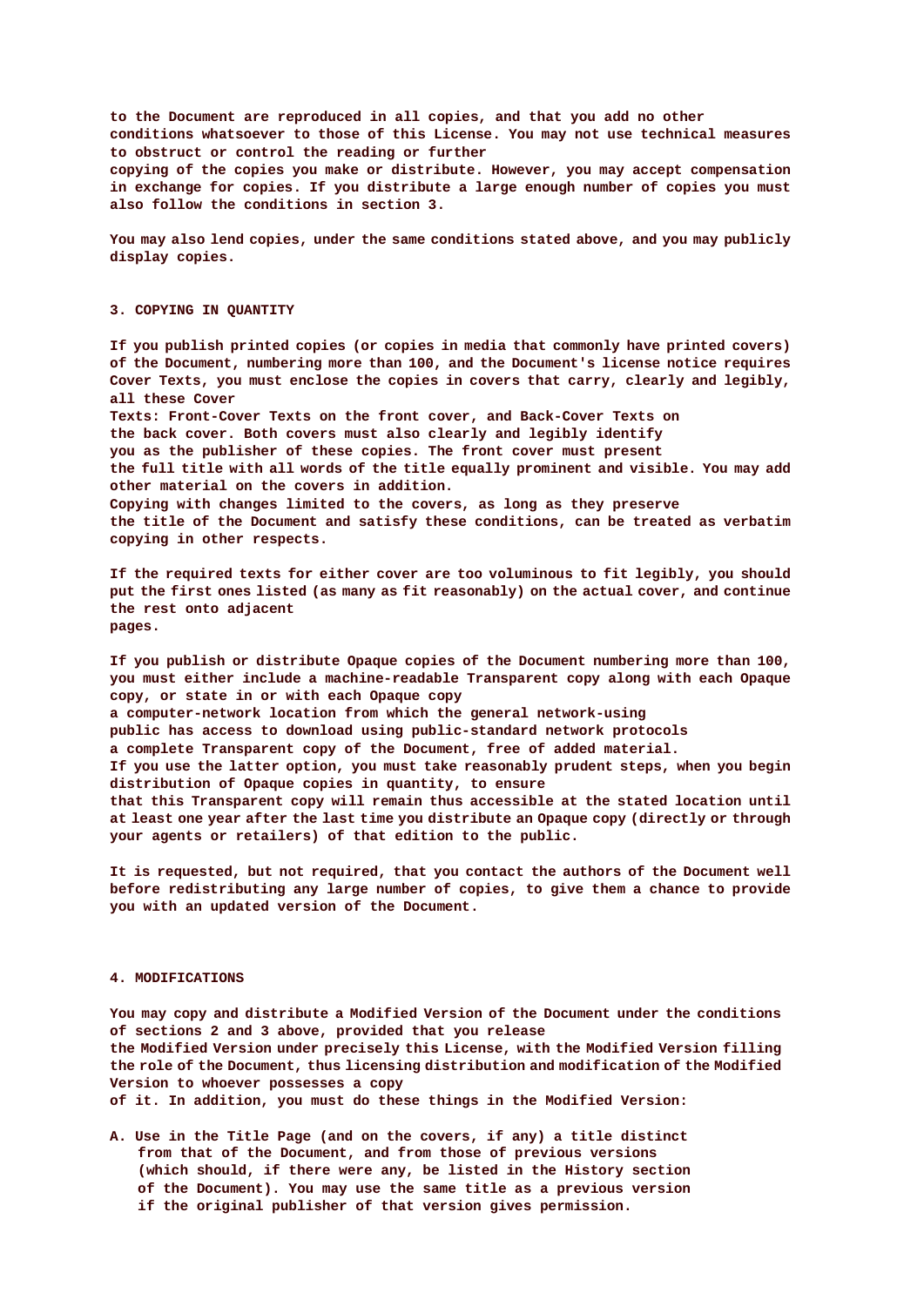to the Document are reproduced in all copies, and that you add no other conditions whatsoever to those of this License. You may not use technical measures to obstruct or control the reading or further copying of the copies you make or distribute. However, you may accept compensation in exchange for copies. If you distribute a large enough number of copies you must also follow the conditions in section 3.

You may also lend copies, under the same conditions stated above, and you may publicly display copies.

## 3. COPYING IN QUANTITY

If you publish printed copies (or copies in media that commonly have printed covers) of the Document, numbering more than 100, and the Document's license notice requires Cover Texts, you must enclose the copies in covers that carry, clearly and legibly, all these Cover Texts: Front-Cover Texts on the front cover, and Back-Cover Texts on the back cover. Both covers must also clearly and legibly identify you as the publisher of these copies. The front cover must present the full title with all words of the title equally prominent and visible. You may add other material on the covers in addition. Copying with changes limited to the covers, as long as they preserve the title of the Document and satisfy these conditions, can be treated as verbatim copying in other respects.

If the required texts for either cover are too voluminous to fit legibly, you should put the first ones listed (as many as fit reasonably) on the actual cover, and continue the rest onto adjacent pages.

If you publish or distribute Opaque copies of the Document numbering more than 100, you must either include a machine-readable Transparent copy along with each Opaque copy, or state in or with each Opaque copy a computer-network location from which the general network-using public has access to download using public-standard network protocols a complete Transparent copy of the Document, free of added material. If you use the latter option, you must take reasonably prudent steps, when you begin distribution of Opaque copies in quantity, to ensure that this Transparent copy will remain thus accessible at the stated location until at least one year after the last time you distribute an Opaque copy (directly or through your agents or retailers) of that edition to the public.

It is requested, but not required, that you contact the authors of the Document well before redistributing any large number of copies, to give them a chance to provide you with an updated version of the Document.

## 4. MODIFICATIONS

You may copy and distribute a Modified Version of the Document under the conditions of sections 2 and 3 above, provided that you release the Modified Version under precisely this License, with the Modified Version filling the role of the Document, thus licensing distribution and modification of the Modified Version to whoever possesses a copy of it. In addition, you must do these things in the Modified Version:

A. Use in the Title Page (and on the covers, if any) a title distinct from that of the Document, and from those of previous versions (which should, if there were any, be listed in the History section of the Document). You may use the same title as a previous version if the original publisher of that version gives permission.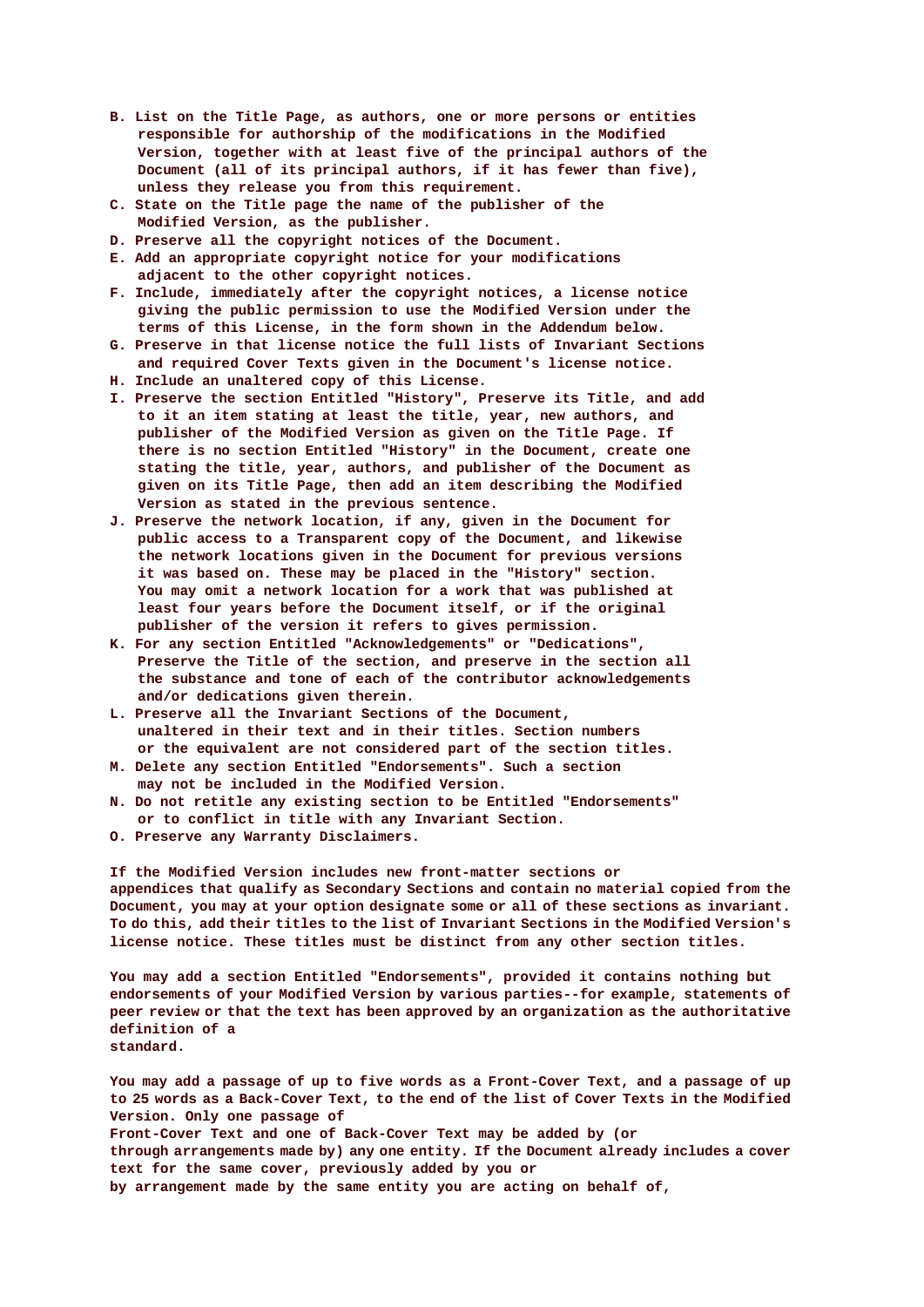B. List on the Title Page, as authors, one or more persons or entities responsible for authorship of the modifications in the Modified Version, together with at least five of the principal authors of the Document (all of its principal authors, if it has fewer than five), unless they release you from this requirement.
C. State on the Title page the name of the publisher of the Modified Version, as the publisher.
D. Preserve all the copyright notices of the Document.
E. Add an appropriate copyright notice for your modifications adjacent to the other copyright notices.
F. Include, immediately after the copyright notices, a license notice giving the public permission to use the Modified Version under the terms of this License, in the form shown in the Addendum below.
G. Preserve in that license notice the full lists of Invariant Sections and required Cover Texts given in the Document's license notice.
H. Include an unaltered copy of this License.
I. Preserve the section Entitled "History", Preserve its Title, and add to it an item stating at least the title, year, new authors, and publisher of the Modified Version as given on the Title Page. If there is no section Entitled "History" in the Document, create one stating the title, year, authors, and publisher of the Document as given on its Title Page, then add an item describing the Modified Version as stated in the previous sentence.
J. Preserve the network location, if any, given in the Document for public access to a Transparent copy of the Document, and likewise the network locations given in the Document for previous versions it was based on. These may be placed in the "History" section. You may omit a network location for a work that was published at least four years before the Document itself, or if the original publisher of the version it refers to gives permission.
K. For any section Entitled "Acknowledgements" or "Dedications", Preserve the Title of the section, and preserve in the section all the substance and tone of each of the contributor acknowledgements and/or dedications given therein.
L. Preserve all the Invariant Sections of the Document, unaltered in their text and in their titles. Section numbers or the equivalent are not considered part of the section titles.
M. Delete any section Entitled "Endorsements". Such a section may not be included in the Modified Version.
N. Do not retitle any existing section to be Entitled "Endorsements" or to conflict in title with any Invariant Section.
O. Preserve any Warranty Disclaimers.

If the Modified Version includes new front-matter sections or appendices that qualify as Secondary Sections and contain no material copied from the Document, you may at your option designate some or all of these sections as invariant. To do this, add their titles to the list of Invariant Sections in the Modified Version's license notice. These titles must be distinct from any other section titles.

You may add a section Entitled "Endorsements", provided it contains nothing but endorsements of your Modified Version by various parties--for example, statements of peer review or that the text has been approved by an organization as the authoritative definition of a standard.

You may add a passage of up to five words as a Front-Cover Text, and a passage of up to 25 words as a Back-Cover Text, to the end of the list of Cover Texts in the Modified Version. Only one passage of Front-Cover Text and one of Back-Cover Text may be added by (or through arrangements made by) any one entity. If the Document already includes a cover text for the same cover, previously added by you or by arrangement made by the same entity you are acting on behalf of,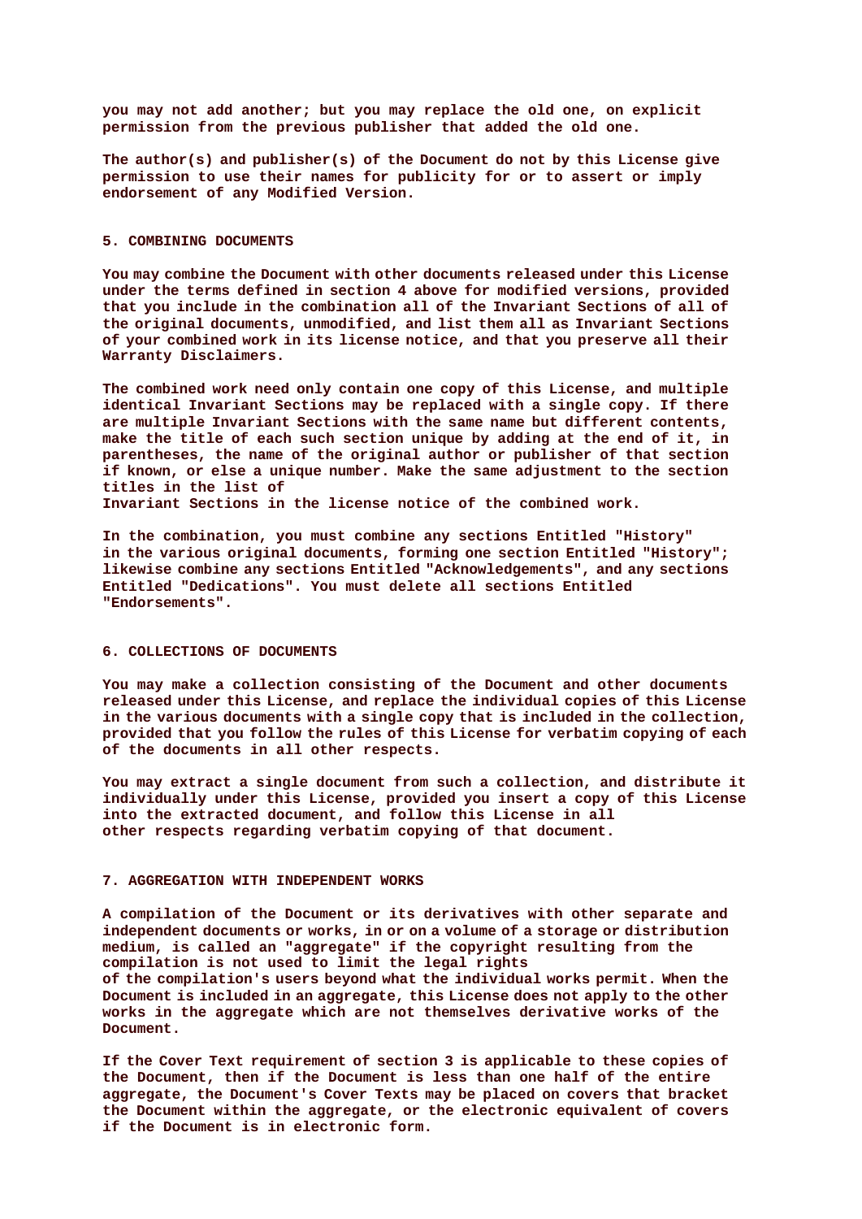you may not add another; but you may replace the old one, on explicit permission from the previous publisher that added the old one.

The author(s) and publisher(s) of the Document do not by this License give permission to use their names for publicity for or to assert or imply endorsement of any Modified Version.

## 5. COMBINING DOCUMENTS

You may combine the Document with other documents released under this License under the terms defined in section 4 above for modified versions, provided that you include in the combination all of the Invariant Sections of all of the original documents, unmodified, and list them all as Invariant Sections of your combined work in its license notice, and that you preserve all their Warranty Disclaimers.

The combined work need only contain one copy of this License, and multiple identical Invariant Sections may be replaced with a single copy. If there are multiple Invariant Sections with the same name but different contents, make the title of each such section unique by adding at the end of it, in parentheses, the name of the original author or publisher of that section if known, or else a unique number. Make the same adjustment to the section titles in the list of Invariant Sections in the license notice of the combined work.

In the combination, you must combine any sections Entitled "History" in the various original documents, forming one section Entitled "History"; likewise combine any sections Entitled "Acknowledgements", and any sections Entitled "Dedications". You must delete all sections Entitled "Endorsements".

## 6. COLLECTIONS OF DOCUMENTS

You may make a collection consisting of the Document and other documents released under this License, and replace the individual copies of this License in the various documents with a single copy that is included in the collection, provided that you follow the rules of this License for verbatim copying of each of the documents in all other respects.

You may extract a single document from such a collection, and distribute it individually under this License, provided you insert a copy of this License into the extracted document, and follow this License in all other respects regarding verbatim copying of that document.

## 7. AGGREGATION WITH INDEPENDENT WORKS

A compilation of the Document or its derivatives with other separate and independent documents or works, in or on a volume of a storage or distribution medium, is called an "aggregate" if the copyright resulting from the compilation is not used to limit the legal rights of the compilation's users beyond what the individual works permit. When the Document is included in an aggregate, this License does not apply to the other works in the aggregate which are not themselves derivative works of the Document.

If the Cover Text requirement of section 3 is applicable to these copies of the Document, then if the Document is less than one half of the entire aggregate, the Document's Cover Texts may be placed on covers that bracket the Document within the aggregate, or the electronic equivalent of covers if the Document is in electronic form.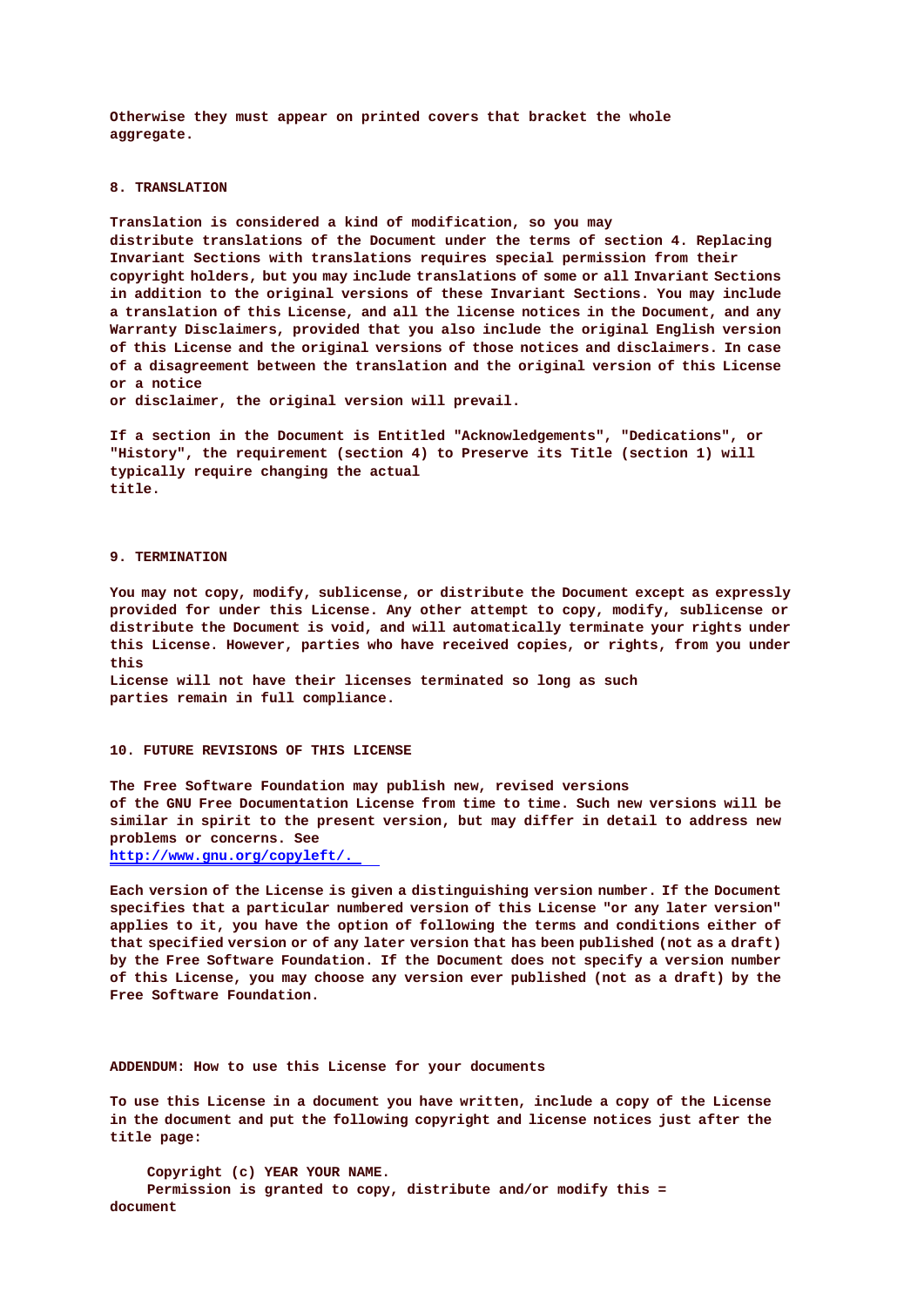Otherwise they must appear on printed covers that bracket the whole aggregate.

## 8. TRANSLATION

Translation is considered a kind of modification, so you may distribute translations of the Document under the terms of section 4. Replacing Invariant Sections with translations requires special permission from their copyright holders, but you may include translations of some or all Invariant Sections in addition to the original versions of these Invariant Sections. You may include a translation of this License, and all the license notices in the Document, and any Warranty Disclaimers, provided that you also include the original English version of this License and the original versions of those notices and disclaimers. In case of a disagreement between the translation and the original version of this License or a notice
or disclaimer, the original version will prevail.

If a section in the Document is Entitled "Acknowledgements", "Dedications", or "History", the requirement (section 4) to Preserve its Title (section 1) will typically require changing the actual
title.

## 9. TERMINATION

You may not copy, modify, sublicense, or distribute the Document except as expressly provided for under this License. Any other attempt to copy, modify, sublicense or distribute the Document is void, and will automatically terminate your rights under this License. However, parties who have received copies, or rights, from you under this
License will not have their licenses terminated so long as such parties remain in full compliance.

## 10. FUTURE REVISIONS OF THIS LICENSE

The Free Software Foundation may publish new, revised versions of the GNU Free Documentation License from time to time. Such new versions will be similar in spirit to the present version, but may differ in detail to address new problems or concerns. See
http://www.gnu.org/copyleft/.

Each version of the License is given a distinguishing version number. If the Document specifies that a particular numbered version of this License "or any later version" applies to it, you have the option of following the terms and conditions either of that specified version or of any later version that has been published (not as a draft) by the Free Software Foundation. If the Document does not specify a version number of this License, you may choose any version ever published (not as a draft) by the Free Software Foundation.

## ADDENDUM: How to use this License for your documents

To use this License in a document you have written, include a copy of the License in the document and put the following copyright and license notices just after the title page:

```
    Copyright (c) YEAR YOUR NAME.
    Permission is granted to copy, distribute and/or modify this =
document
```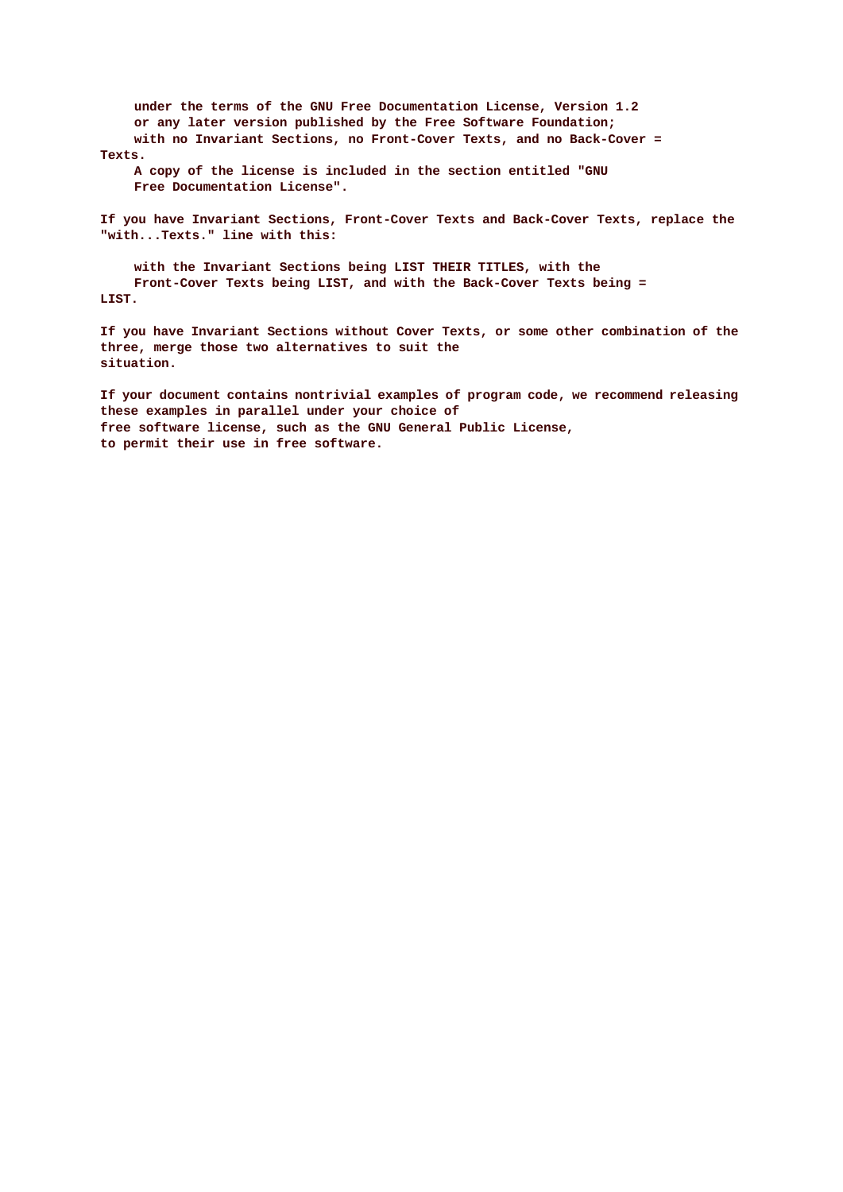```
    under the terms of the GNU Free Documentation License, Version 1.2
    or any later version published by the Free Software Foundation;
    with no Invariant Sections, no Front-Cover Texts, and no Back-Cover =
Texts.
    A copy of the license is included in the section entitled "GNU
    Free Documentation License".
```

If you have Invariant Sections, Front-Cover Texts and Back-Cover Texts, replace the "with...Texts." line with this:

```
    with the Invariant Sections being LIST THEIR TITLES, with the
    Front-Cover Texts being LIST, and with the Back-Cover Texts being =
LIST.
```

If you have Invariant Sections without Cover Texts, or some other combination of the three, merge those two alternatives to suit the situation.

If your document contains nontrivial examples of program code, we recommend releasing these examples in parallel under your choice of free software license, such as the GNU General Public License, to permit their use in free software.